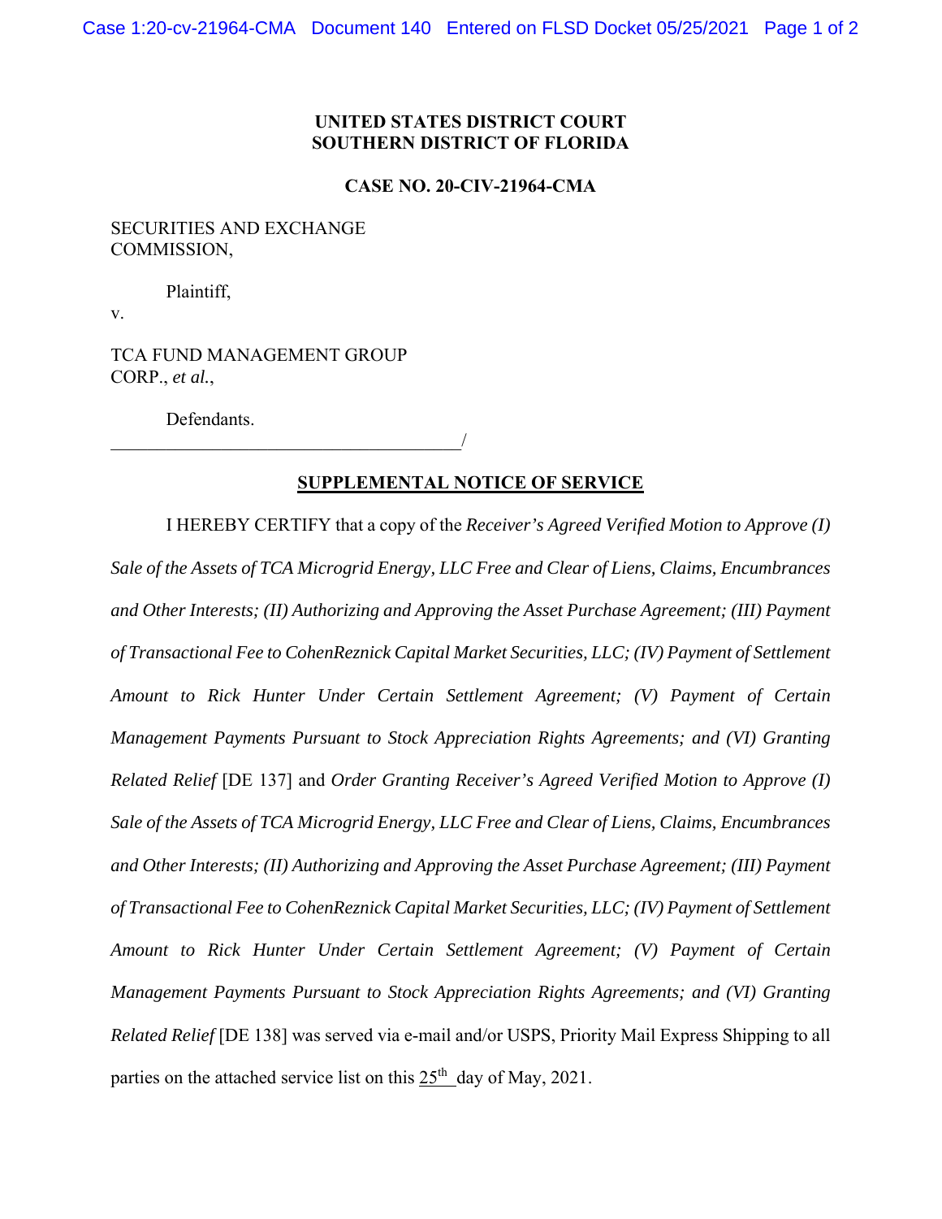**UNITED STATES DISTRICT COURT**
**SOUTHERN DISTRICT OF FLORIDA**

**CASE NO. 20-CIV-21964-CMA**

SECURITIES AND EXCHANGE COMMISSION,

Plaintiff,

v.

TCA FUND MANAGEMENT GROUP CORP., *et al.*,

Defendants.
_______________________________________/

**SUPPLEMENTAL NOTICE OF SERVICE**

I HEREBY CERTIFY that a copy of the *Receiver's Agreed Verified Motion to Approve (I) Sale of the Assets of TCA Microgrid Energy, LLC Free and Clear of Liens, Claims, Encumbrances and Other Interests; (II) Authorizing and Approving the Asset Purchase Agreement; (III) Payment of Transactional Fee to CohenReznick Capital Market Securities, LLC; (IV) Payment of Settlement Amount to Rick Hunter Under Certain Settlement Agreement; (V) Payment of Certain Management Payments Pursuant to Stock Appreciation Rights Agreements; and (VI) Granting Related Relief* [DE 137] and *Order Granting Receiver's Agreed Verified Motion to Approve (I) Sale of the Assets of TCA Microgrid Energy, LLC Free and Clear of Liens, Claims, Encumbrances and Other Interests; (II) Authorizing and Approving the Asset Purchase Agreement; (III) Payment of Transactional Fee to CohenReznick Capital Market Securities, LLC; (IV) Payment of Settlement Amount to Rick Hunter Under Certain Settlement Agreement; (V) Payment of Certain Management Payments Pursuant to Stock Appreciation Rights Agreements; and (VI) Granting Related Relief* [DE 138] was served via e-mail and/or USPS, Priority Mail Express Shipping to all parties on the attached service list on this 25th day of May, 2021.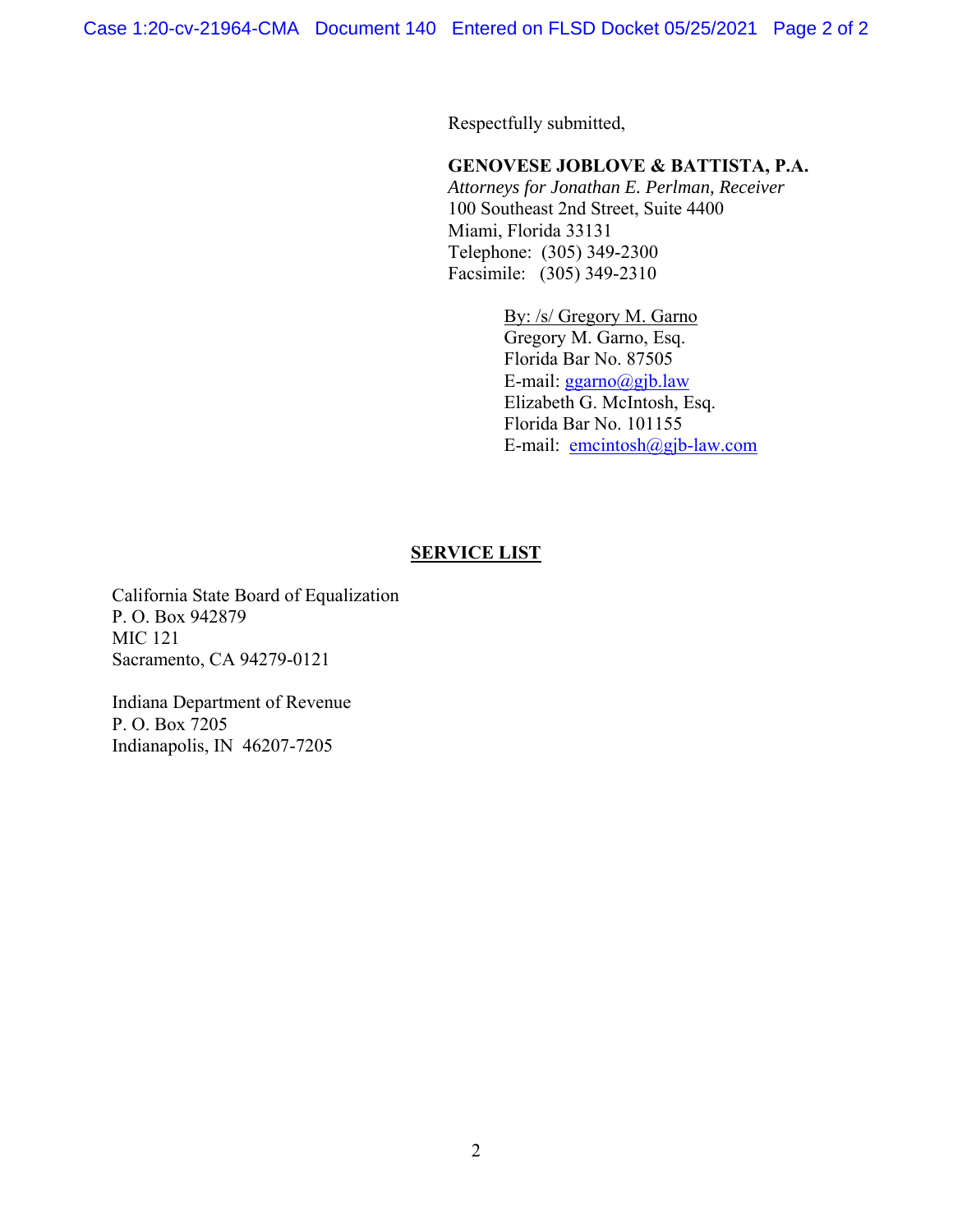Respectfully submitted,

**GENOVESE JOBLOVE & BATTISTA, P.A.**
*Attorneys for Jonathan E. Perlman, Receiver*
100 Southeast 2nd Street, Suite 4400
Miami, Florida 33131
Telephone: (305) 349-2300
Facsimile: (305) 349-2310

By: /s/ Gregory M. Garno
Gregory M. Garno, Esq.
Florida Bar No. 87505
E-mail: ggarno@gjb.law
Elizabeth G. McIntosh, Esq.
Florida Bar No. 101155
E-mail: emcintosh@gjb-law.com

## SERVICE LIST

California State Board of Equalization
P. O. Box 942879
MIC 121
Sacramento, CA 94279-0121

Indiana Department of Revenue
P. O. Box 7205
Indianapolis, IN 46207-7205